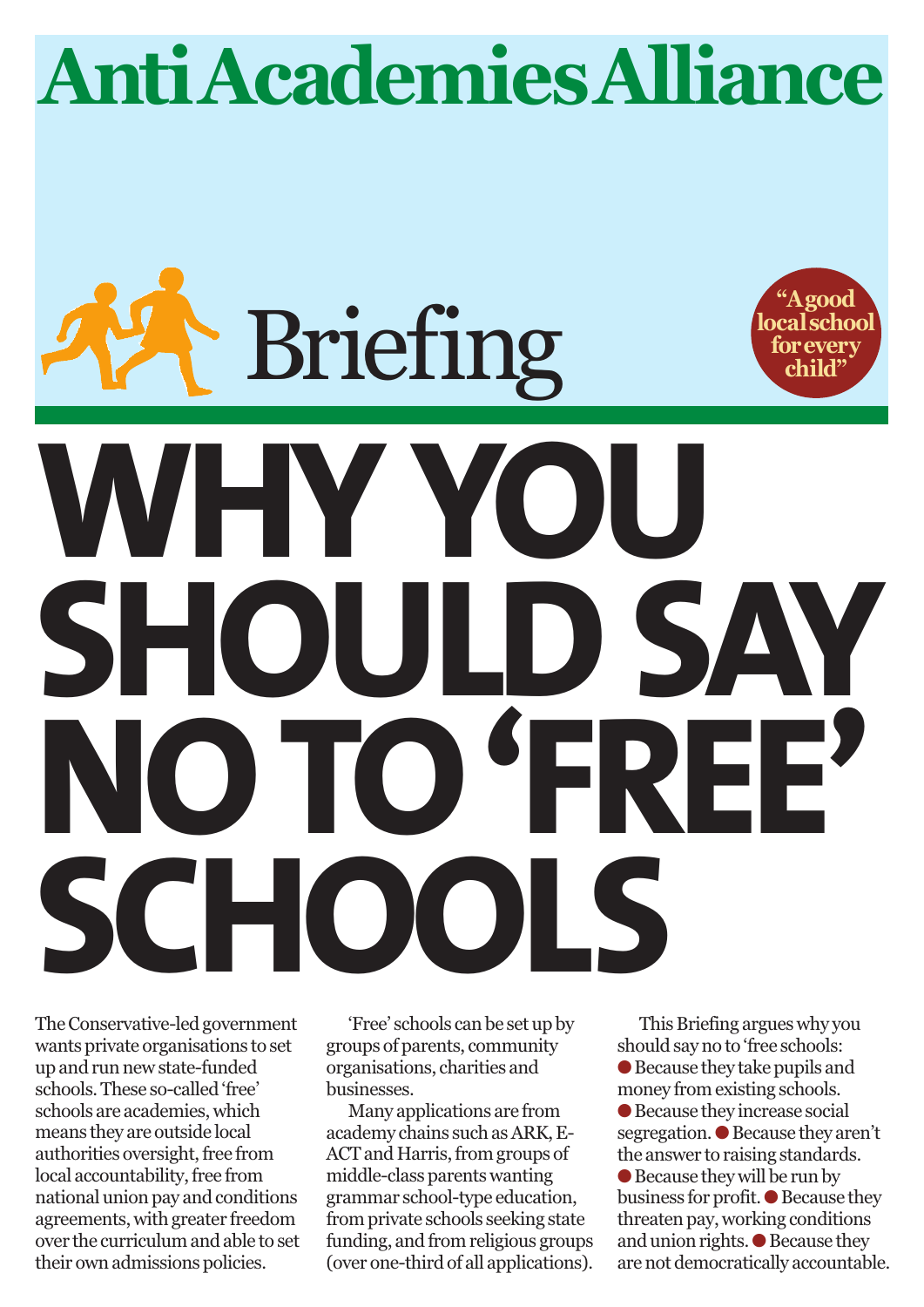# Anti Academies Alliance

## Briefing

"A good local school for every child"

# WHY YOU SHOULD SAY NO TO 'FREE' SCHOOLS

The Conservative-led government wants private organisations to set up and run new state-funded schools. These so-called 'free' schools are academies, which means they are outside local authorities oversight, free from local accountability, free from national union pay and conditions agreements, with greater freedom over the curriculum and able to set their own admissions policies.

'Free' schools can be set up by groups of parents, community organisations, charities and businesses.

Many applications are from academy chains such as ARK, E-ACT and Harris, from groups of middle-class parents wanting grammar school-type education, from private schools seeking state funding, and from religious groups (over one-third of all applications).

This Briefing argues why you should say no to 'free schools:

- Because they take pupils and money from existing schools.
- Because they increase social segregation.
- Because they aren't the answer to raising standards.
- Because they will be run by business for profit.
- Because they threaten pay, working conditions and union rights.
- Because they are not democratically accountable.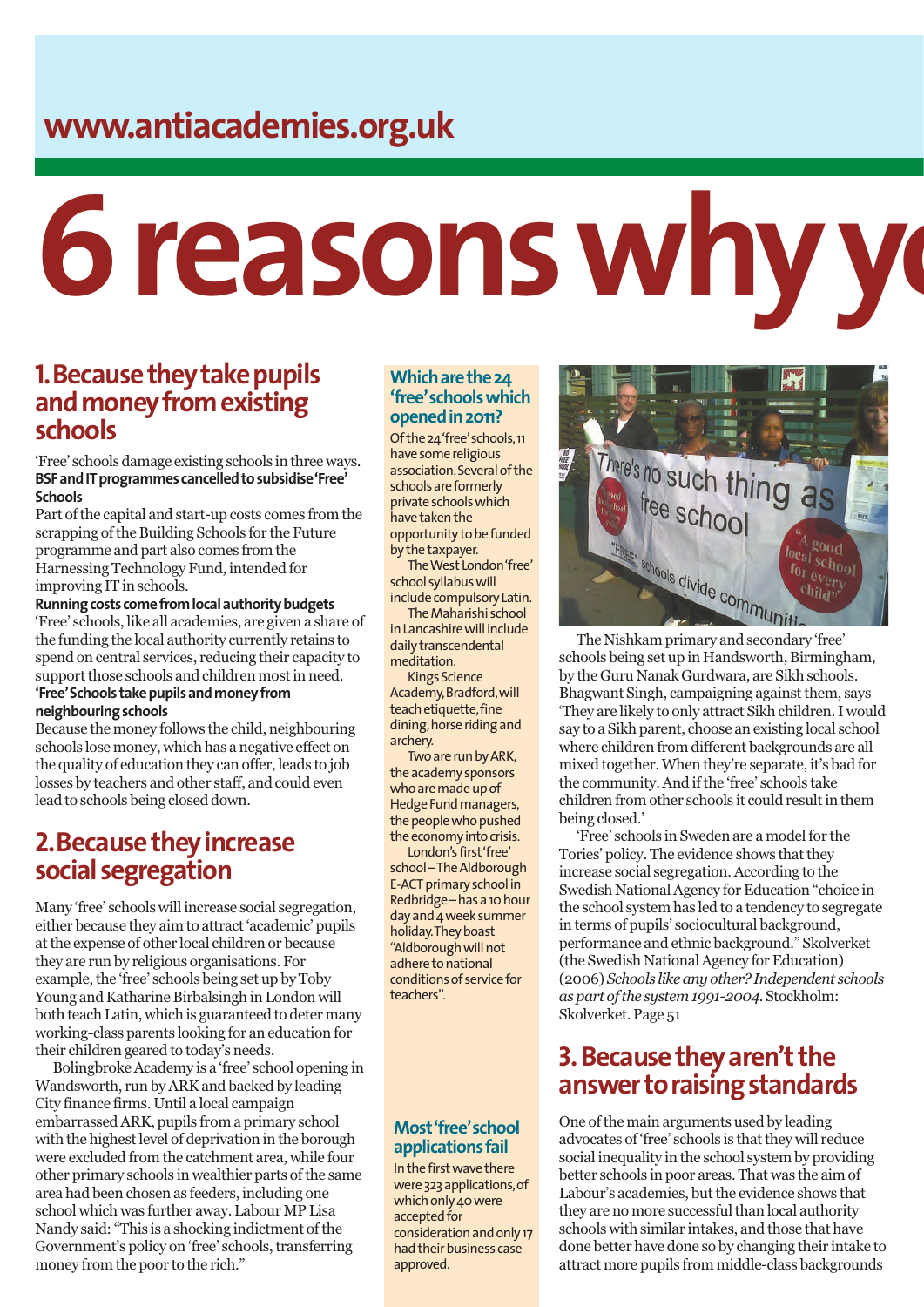www.antiacademies.org.uk

# 6 reasons why yo

## 1. Because they take pupils and money from existing schools

'Free' schools damage existing schools in three ways.

**BSF and IT programmes cancelled to subsidise 'Free' Schools**

Part of the capital and start-up costs comes from the scrapping of the Building Schools for the Future programme and part also comes from the Harnessing Technology Fund, intended for improving IT in schools.

**Running costs come from local authority budgets**

'Free' schools, like all academies, are given a share of the funding the local authority currently retains to spend on central services, reducing their capacity to support those schools and children most in need.

**'Free' Schools take pupils and money from neighbouring schools**

Because the money follows the child, neighbouring schools lose money, which has a negative effect on the quality of education they can offer, leads to job losses by teachers and other staff, and could even lead to schools being closed down.

## 2. Because they increase social segregation

Many 'free' schools will increase social segregation, either because they aim to attract 'academic' pupils at the expense of other local children or because they are run by religious organisations. For example, the 'free' schools being set up by Toby Young and Katharine Birbalsingh in London will both teach Latin, which is guaranteed to deter many working-class parents looking for an education for their children geared to today's needs.

Bolingbroke Academy is a 'free' school opening in Wandsworth, run by ARK and backed by leading City finance firms. Until a local campaign embarrassed ARK, pupils from a primary school with the highest level of deprivation in the borough were excluded from the catchment area, while four other primary schools in wealthier parts of the same area had been chosen as feeders, including one school which was further away. Labour MP Lisa Nandy said: "This is a shocking indictment of the Government's policy on 'free' schools, transferring money from the poor to the rich."

### Which are the 24 'free' schools which opened in 2011?

Of the 24 'free' schools, 11 have some religious association. Several of the schools are formerly private schools which have taken the opportunity to be funded by the taxpayer.

The West London 'free' school syllabus will include compulsory Latin.

The Maharishi school in Lancashire will include daily transcendental meditation.

Kings Science Academy, Bradford, will teach etiquette, fine dining, horse riding and archery.

Two are run by ARK, the academy sponsors who are made up of Hedge Fund managers, the people who pushed the economy into crisis.

London's first 'free' school – The Aldborough E-ACT primary school in Redbridge – has a 10 hour day and 4 week summer holiday. They boast "Aldborough will not adhere to national conditions of service for teachers".

### Most 'free' school applications fail

In the first wave there were 323 applications, of which only 40 were accepted for consideration and only 17 had their business case approved.

The Nishkam primary and secondary 'free' schools being set up in Handsworth, Birmingham, by the Guru Nanak Gurdwara, are Sikh schools. Bhagwant Singh, campaigning against them, says 'They are likely to only attract Sikh children. I would say to a Sikh parent, choose an existing local school where children from different backgrounds are all mixed together. When they're separate, it's bad for the community. And if the 'free' schools take children from other schools it could result in them being closed.'

'Free' schools in Sweden are a model for the Tories' policy. The evidence shows that they increase social segregation. According to the Swedish National Agency for Education "choice in the school system has led to a tendency to segregate in terms of pupils' sociocultural background, performance and ethnic background." Skolverket (the Swedish National Agency for Education) (2006) *Schools like any other? Independent schools as part of the system 1991-2004*. Stockholm: Skolverket. Page 51

## 3. Because they aren't the answer to raising standards

One of the main arguments used by leading advocates of 'free' schools is that they will reduce social inequality in the school system by providing better schools in poor areas. That was the aim of Labour's academies, but the evidence shows that they are no more successful than local authority schools with similar intakes, and those that have done better have done so by changing their intake to attract more pupils from middle-class backgrounds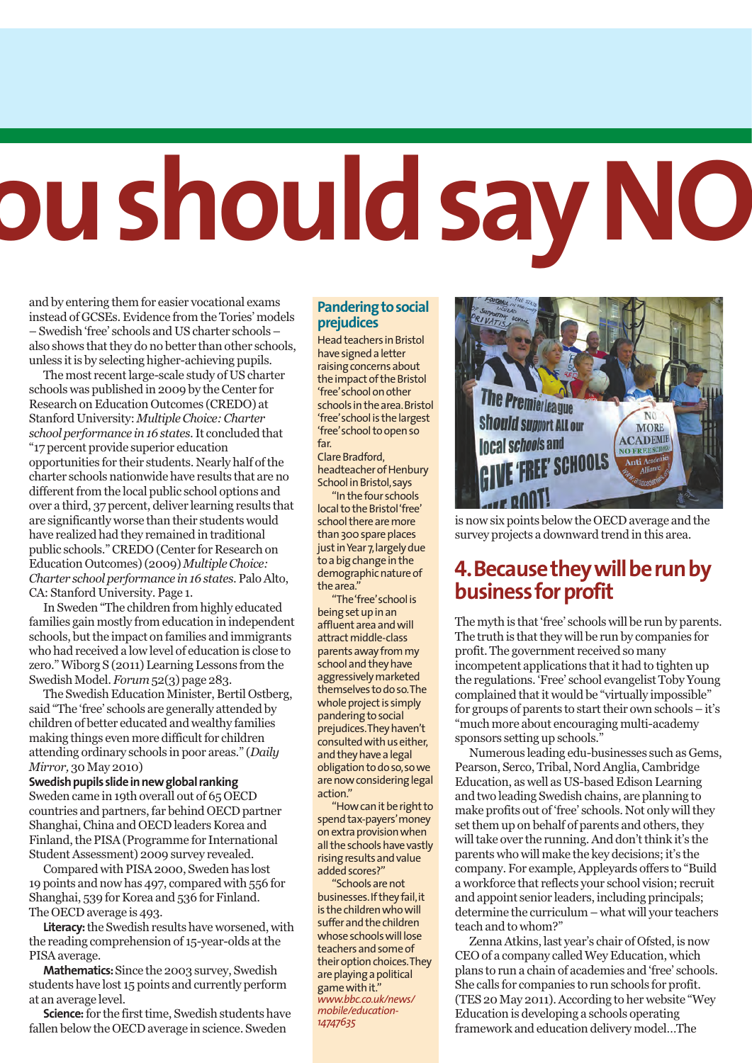# ou should say NO

and by entering them for easier vocational exams instead of GCSEs. Evidence from the Tories' models – Swedish 'free' schools and US charter schools – also shows that they do no better than other schools, unless it is by selecting higher-achieving pupils.

The most recent large-scale study of US charter schools was published in 2009 by the Center for Research on Education Outcomes (CREDO) at Stanford University: *Multiple Choice: Charter school performance in 16 states*. It concluded that "17 percent provide superior education opportunities for their students. Nearly half of the charter schools nationwide have results that are no different from the local public school options and over a third, 37 percent, deliver learning results that are significantly worse than their students would have realized had they remained in traditional public schools." CREDO (Center for Research on Education Outcomes) (2009) *Multiple Choice: Charter school performance in 16 states*. Palo Alto, CA: Stanford University. Page 1.

In Sweden "The children from highly educated families gain mostly from education in independent schools, but the impact on families and immigrants who had received a low level of education is close to zero." Wiborg S (2011) Learning Lessons from the Swedish Model. *Forum* 52(3) page 283.

The Swedish Education Minister, Bertil Ostberg, said "The 'free' schools are generally attended by children of better educated and wealthy families making things even more difficult for children attending ordinary schools in poor areas." (*Daily Mirror*, 30 May 2010)

**Swedish pupils slide in new global ranking**

Sweden came in 19th overall out of 65 OECD countries and partners, far behind OECD partner Shanghai, China and OECD leaders Korea and Finland, the PISA (Programme for International Student Assessment) 2009 survey revealed.

Compared with PISA 2000, Sweden has lost 19 points and now has 497, compared with 556 for Shanghai, 539 for Korea and 536 for Finland. The OECD average is 493.

**Literacy:** the Swedish results have worsened, with the reading comprehension of 15-year-olds at the PISA average.

**Mathematics:** Since the 2003 survey, Swedish students have lost 15 points and currently perform at an average level.

**Science:** for the first time, Swedish students have fallen below the OECD average in science. Sweden is now six points below the OECD average and the survey projects a downward trend in this area.

### Pandering to social prejudices

Head teachers in Bristol have signed a letter raising concerns about the impact of the Bristol 'free' school on other schools in the area. Bristol 'free' school is the largest 'free' school to open so far.

Clare Bradford, headteacher of Henbury School in Bristol, says

"In the four schools local to the Bristol 'free' school there are more than 300 spare places just in Year 7, largely due to a big change in the demographic nature of the area."

"The 'free' school is being set up in an affluent area and will attract middle-class parents away from my school and they have aggressively marketed themselves to do so. The whole project is simply pandering to social prejudices. They haven't consulted with us either, and they have a legal obligation to do so, so we are now considering legal action."

"How can it be right to spend tax-payers' money on extra provision when all the schools have vastly rising results and value added scores?"

"Schools are not businesses. If they fail, it is the children who will suffer and the children whose schools will lose teachers and some of their option choices. They are playing a political game with it."

*www.bbc.co.uk/news/mobile/education-14747635*

## 4. Because they will be run by business for profit

The myth is that 'free' schools will be run by parents. The truth is that they will be run by companies for profit. The government received so many incompetent applications that it had to tighten up the regulations. 'Free' school evangelist Toby Young complained that it would be "virtually impossible" for groups of parents to start their own schools – it's "much more about encouraging multi-academy sponsors setting up schools."

Numerous leading edu-businesses such as Gems, Pearson, Serco, Tribal, Nord Anglia, Cambridge Education, as well as US-based Edison Learning and two leading Swedish chains, are planning to make profits out of 'free' schools. Not only will they set them up on behalf of parents and others, they will take over the running. And don't think it's the parents who will make the key decisions; it's the company. For example, Appleyards offers to "Build a workforce that reflects your school vision; recruit and appoint senior leaders, including principals; determine the curriculum – what will your teachers teach and to whom?"

Zenna Atkins, last year's chair of Ofsted, is now CEO of a company called Wey Education, which plans to run a chain of academies and 'free' schools. She calls for companies to run schools for profit. (TES 20 May 2011). According to her website "Wey Education is developing a schools operating framework and education delivery model...The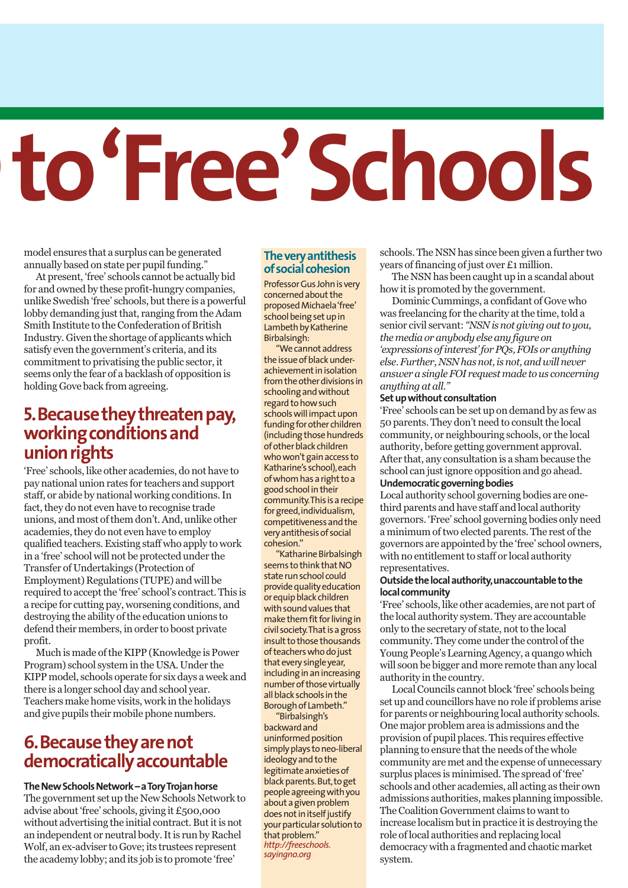# to 'Free' Schools

model ensures that a surplus can be generated annually based on state per pupil funding."

At present, 'free' schools cannot be actually bid for and owned by these profit-hungry companies, unlike Swedish 'free' schools, but there is a powerful lobby demanding just that, ranging from the Adam Smith Institute to the Confederation of British Industry. Given the shortage of applicants which satisfy even the government's criteria, and its commitment to privatising the public sector, it seems only the fear of a backlash of opposition is holding Gove back from agreeing.

## 5. Because they threaten pay, working conditions and union rights

'Free' schools, like other academies, do not have to pay national union rates for teachers and support staff, or abide by national working conditions. In fact, they do not even have to recognise trade unions, and most of them don't. And, unlike other academies, they do not even have to employ qualified teachers. Existing staff who apply to work in a 'free' school will not be protected under the Transfer of Undertakings (Protection of Employment) Regulations (TUPE) and will be required to accept the 'free' school's contract. This is a recipe for cutting pay, worsening conditions, and destroying the ability of the education unions to defend their members, in order to boost private profit.

Much is made of the KIPP (Knowledge is Power Program) school system in the USA. Under the KIPP model, schools operate for six days a week and there is a longer school day and school year. Teachers make home visits, work in the holidays and give pupils their mobile phone numbers.

## 6. Because they are not democratically accountable

**The New Schools Network – a Tory Trojan horse**

The government set up the New Schools Network to advise about 'free' schools, giving it £500,000 without advertising the initial contract. But it is not an independent or neutral body. It is run by Rachel Wolf, an ex-adviser to Gove; its trustees represent the academy lobby; and its job is to promote 'free' schools. The NSN has since been given a further two years of financing of just over £1 million.

The NSN has been caught up in a scandal about how it is promoted by the government.

Dominic Cummings, a confidant of Gove who was freelancing for the charity at the time, told a senior civil servant: *"NSN is not giving out to you, the media or anybody else any figure on 'expressions of interest' for PQs, FOIs or anything else. Further, NSN has not, is not, and will never answer a single FOI request made to us concerning anything at all."*

**Set up without consultation**

'Free' schools can be set up on demand by as few as 50 parents. They don't need to consult the local community, or neighbouring schools, or the local authority, before getting government approval. After that, any consultation is a sham because the school can just ignore opposition and go ahead.

**Undemocratic governing bodies**

Local authority school governing bodies are one-third parents and have staff and local authority governors. 'Free' school governing bodies only need a minimum of two elected parents. The rest of the governors are appointed by the 'free' school owners, with no entitlement to staff or local authority representatives.

**Outside the local authority, unaccountable to the local community**

'Free' schools, like other academies, are not part of the local authority system. They are accountable only to the secretary of state, not to the local community. They come under the control of the Young People's Learning Agency, a quango which will soon be bigger and more remote than any local authority in the country.

Local Councils cannot block 'free' schools being set up and councillors have no role if problems arise for parents or neighbouring local authority schools. One major problem area is admissions and the provision of pupil places. This requires effective planning to ensure that the needs of the whole community are met and the expense of unnecessary surplus places is minimised. The spread of 'free' schools and other academies, all acting as their own admissions authorities, makes planning impossible. The Coalition Government claims to want to increase localism but in practice it is destroying the role of local authorities and replacing local democracy with a fragmented and chaotic market system.

### The very antithesis of social cohesion

Professor Gus John is very concerned about the proposed Michaela 'free' school being set up in Lambeth by Katherine Birbalsingh:

"We cannot address the issue of black under-achievement in isolation from the other divisions in schooling and without regard to how such schools will impact upon funding for other children (including those hundreds of other black children who won't gain access to Katharine's school), each of whom has a right to a good school in their community. This is a recipe for greed, individualism, competitiveness and the very antithesis of social cohesion."

"Katharine Birbalsingh seems to think that NO state run school could provide quality education or equip black children with sound values that make them fit for living in civil society. That is a gross insult to those thousands of teachers who do just that every single year, including in an increasing number of those virtually all black schools in the Borough of Lambeth."

"Birbalsingh's backward and uninformed position simply plays to neo-liberal ideology and to the legitimate anxieties of black parents. But, to get people agreeing with you about a given problem does not in itself justify your particular solution to that problem."

*http://freeschools.sayingno.org*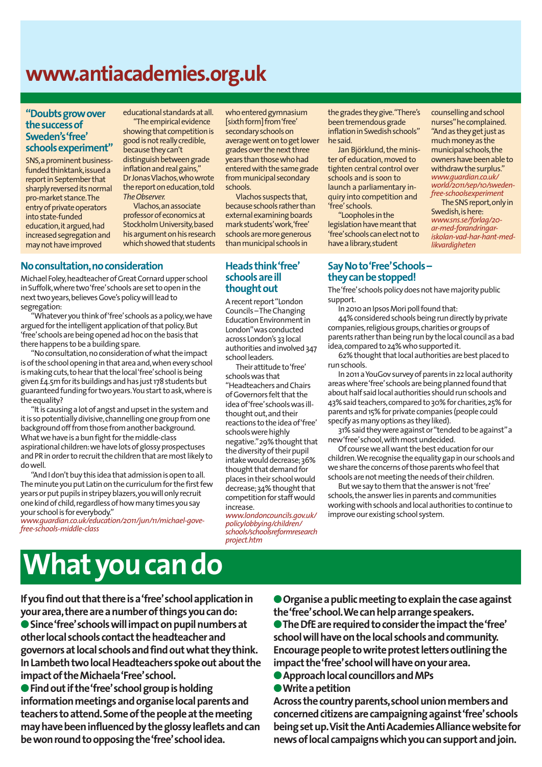# www.antiacademies.org.uk

## "Doubts grow over the success of Sweden's 'free' schools experiment"

SNS, a prominent business-funded thinktank, issued a report in September that sharply reversed its normal pro-market stance. The entry of private operators into state-funded education, it argued, had increased segregation and may not have improved educational standards at all.

"The empirical evidence showing that competition is good is not really credible, because they can't distinguish between grade inflation and real gains," Dr Jonas Vlachos, who wrote the report on education, told *The Observer.*

Vlachos, an associate professor of economics at Stockholm University, based his argument on his research which showed that students who entered gymnasium [sixth form] from 'free' secondary schools on average went on to get lower grades over the next three years than those who had entered with the same grade from municipal secondary schools.

Vlachos suspects that, because schools rather than external examining boards mark students' work, 'free' schools are more generous than municipal schools in the grades they give. "There's been tremendous grade inflation in Swedish schools" he said.

Jan Björklund, the minister of education, moved to tighten central control over schools and is soon to launch a parliamentary inquiry into competition and 'free' schools.

"Loopholes in the legislation have meant that 'free' schools can elect not to have a library, student counselling and school nurses" he complained. "And as they get just as much money as the municipal schools, the owners have been able to withdraw the surplus."

*www.guardian.co.uk/world/2011/sep/10/sweden-free-schoolsexperiment*

The SNS report, only in Swedish, is here: *www.sns.se/forlag/20-ar-med-forandringar-iskolan-vad-har-hant-med-likvardigheten*

## No consultation, no consideration

Michael Foley, headteacher of Great Cornard upper school in Suffolk, where two 'free' schools are set to open in the next two years, believes Gove's policy will lead to segregation:

"Whatever you think of 'free' schools as a policy, we have argued for the intelligent application of that policy. But 'free' schools are being opened ad hoc on the basis that there happens to be a building spare.

"No consultation, no consideration of what the impact is of the school opening in that area and, when every school is making cuts, to hear that the local 'free' school is being given £4.5m for its buildings and has just 178 students but guaranteed funding for two years. You start to ask, where is the equality?

"It is causing a lot of angst and upset in the system and it is so potentially divisive, channelling one group from one background off from those from another background. What we have is a bun fight for the middle-class aspirational children: we have lots of glossy prospectuses and PR in order to recruit the children that are most likely to do well.

"And I don't buy this idea that admission is open to all. The minute you put Latin on the curriculum for the first few years or put pupils in stripey blazers, you will only recruit one kind of child, regardless of how many times you say your school is for everybody."

*www.guardian.co.uk/education/2011/jun/11/michael-gove-free-schools-middle-class*

## Heads think 'free' schools are ill thought out

A recent report "London Councils – The Changing Education Environment in London" was conducted across London's 33 local authorities and involved 347 school leaders.

Their attitude to 'free' schools was that "Headteachers and Chairs of Governors felt that the idea of 'free' schools was ill-thought out, and their reactions to the idea of 'free' schools were highly negative." 29% thought that the diversity of their pupil intake would decrease; 36% thought that demand for places in their school would decrease; 34% thought that competition for staff would increase.

*www.londoncouncils.gov.uk/policylobbying/children/schools/schoolsreformresearchproject.htm*

## Say No to 'Free' Schools – they can be stopped!

The 'free' schools policy does not have majority public support.

In 2010 an Ipsos Mori poll found that:

44% considered schools being run directly by private companies, religious groups, charities or groups of parents rather than being run by the local council as a bad idea, compared to 24% who supported it.

62% thought that local authorities are best placed to run schools.

In 2011 a YouGov survey of parents in 22 local authority areas where 'free' schools are being planned found that about half said local authorities should run schools and 43% said teachers, compared to 30% for charities, 25% for parents and 15% for private companies (people could specify as many options as they liked).

31% said they were against or "tended to be against" a new 'free' school, with most undecided.

Of course we all want the best education for our children. We recognise the equality gap in our schools and we share the concerns of those parents who feel that schools are not meeting the needs of their children.

But we say to them that the answer is not 'free' schools, the answer lies in parents and communities working with schools and local authorities to continue to improve our existing school system.

# What you can do

**If you find out that there is a 'free' school application in your area, there are a number of things you can do:**

- **Since 'free' schools will impact on pupil numbers at other local schools contact the headteacher and governors at local schools and find out what they think. In Lambeth two local Headteachers spoke out about the impact of the Michaela 'Free' school.**
- **Find out if the 'free' school group is holding information meetings and organise local parents and teachers to attend. Some of the people at the meeting may have been influenced by the glossy leaflets and can be won round to opposing the 'free' school idea.**
- **Organise a public meeting to explain the case against the 'free' school. We can help arrange speakers.**
- **The DfE are required to consider the impact the 'free' school will have on the local schools and community. Encourage people to write protest letters outlining the impact the 'free' school will have on your area.**
- **Approach local councillors and MPs**
- **Write a petition**

**Across the country parents, school union members and concerned citizens are campaigning against 'free' schools being set up. Visit the Anti Academies Alliance website for news of local campaigns which you can support and join.**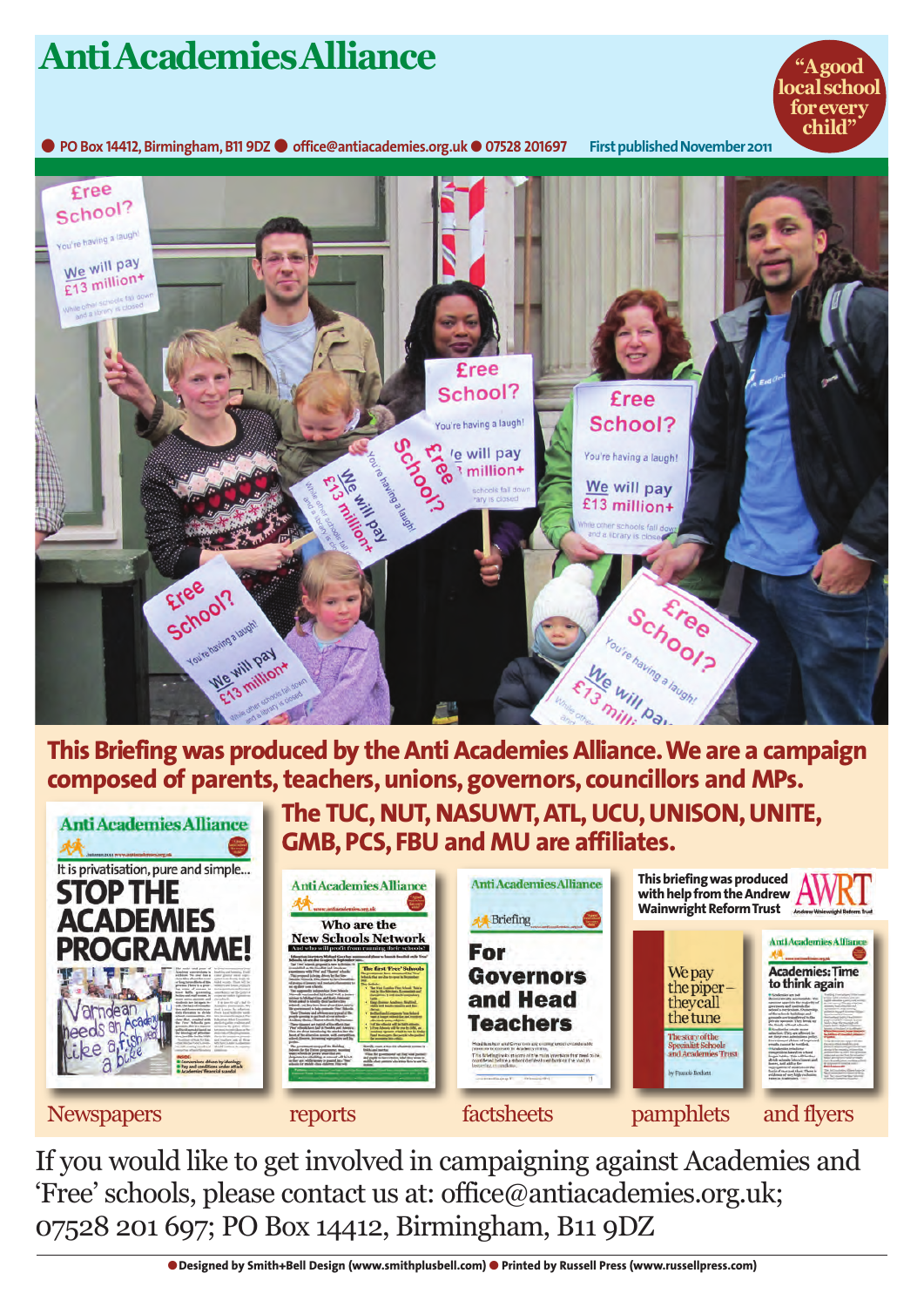# Anti Academies Alliance

"A good local school for every child"

● PO Box 14412, Birmingham, B11 9DZ ● office@antiacademies.org.uk ● 07528 201697 First published November 2011

**This Briefing was produced by the Anti Academies Alliance. We are a campaign composed of parents, teachers, unions, governors, councillors and MPs.**

**The TUC, NUT, NASUWT, ATL, UCU, UNISON, UNITE, GMB, PCS, FBU and MU are affiliates.**

This briefing was produced with help from the Andrew Wainwright Reform Trust

Newspapers reports factsheets pamphlets and flyers

If you would like to get involved in campaigning against Academies and 'Free' schools, please contact us at: office@antiacademies.org.uk; 07528 201 697; PO Box 14412, Birmingham, B11 9DZ

● Designed by Smith+Bell Design (www.smithplusbell.com) ● Printed by Russell Press (www.russellpress.com)